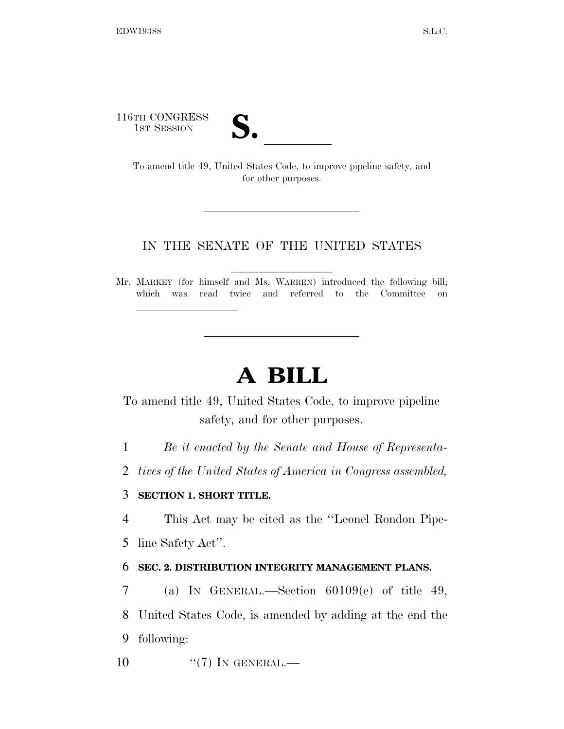116TH CONGRESS
1ST SESSION

**S. \_\_\_\_\_\_**

To amend title 49, United States Code, to improve pipeline safety, and for other purposes.

---

IN THE SENATE OF THE UNITED STATES

Mr. MARKEY (for himself and Ms. WARREN) introduced the following bill; which was read twice and referred to the Committee on \_\_\_\_\_\_\_\_\_\_\_\_\_\_\_\_

---

# A BILL

To amend title 49, United States Code, to improve pipeline safety, and for other purposes.

1 *Be it enacted by the Senate and House of Representa-*
2 *tives of the United States of America in Congress assembled,*

3 **SECTION 1. SHORT TITLE.**

4 This Act may be cited as the ''Leonel Rondon Pipe-
5 line Safety Act''.

6 **SEC. 2. DISTRIBUTION INTEGRITY MANAGEMENT PLANS.**

7 (a) IN GENERAL.—Section 60109(e) of title 49,
8 United States Code, is amended by adding at the end the
9 following:

10 ''(7) IN GENERAL.—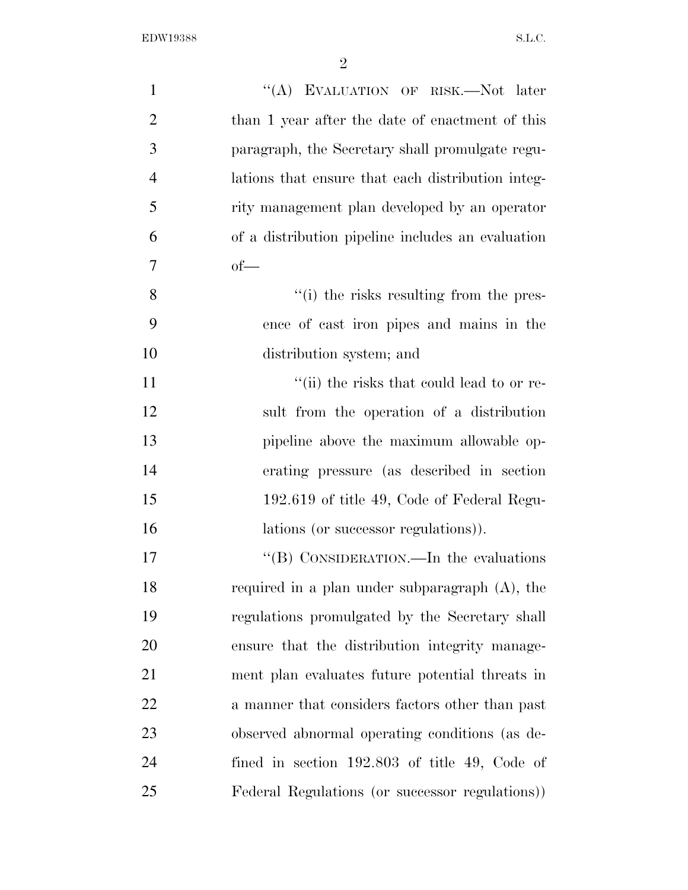"(A) EVALUATION OF RISK.—Not later than 1 year after the date of enactment of this paragraph, the Secretary shall promulgate regulations that ensure that each distribution integrity management plan developed by an operator of a distribution pipeline includes an evaluation of—

"(i) the risks resulting from the presence of cast iron pipes and mains in the distribution system; and

"(ii) the risks that could lead to or result from the operation of a distribution pipeline above the maximum allowable operating pressure (as described in section 192.619 of title 49, Code of Federal Regulations (or successor regulations)).

"(B) CONSIDERATION.—In the evaluations required in a plan under subparagraph (A), the regulations promulgated by the Secretary shall ensure that the distribution integrity management plan evaluates future potential threats in a manner that considers factors other than past observed abnormal operating conditions (as defined in section 192.803 of title 49, Code of Federal Regulations (or successor regulations))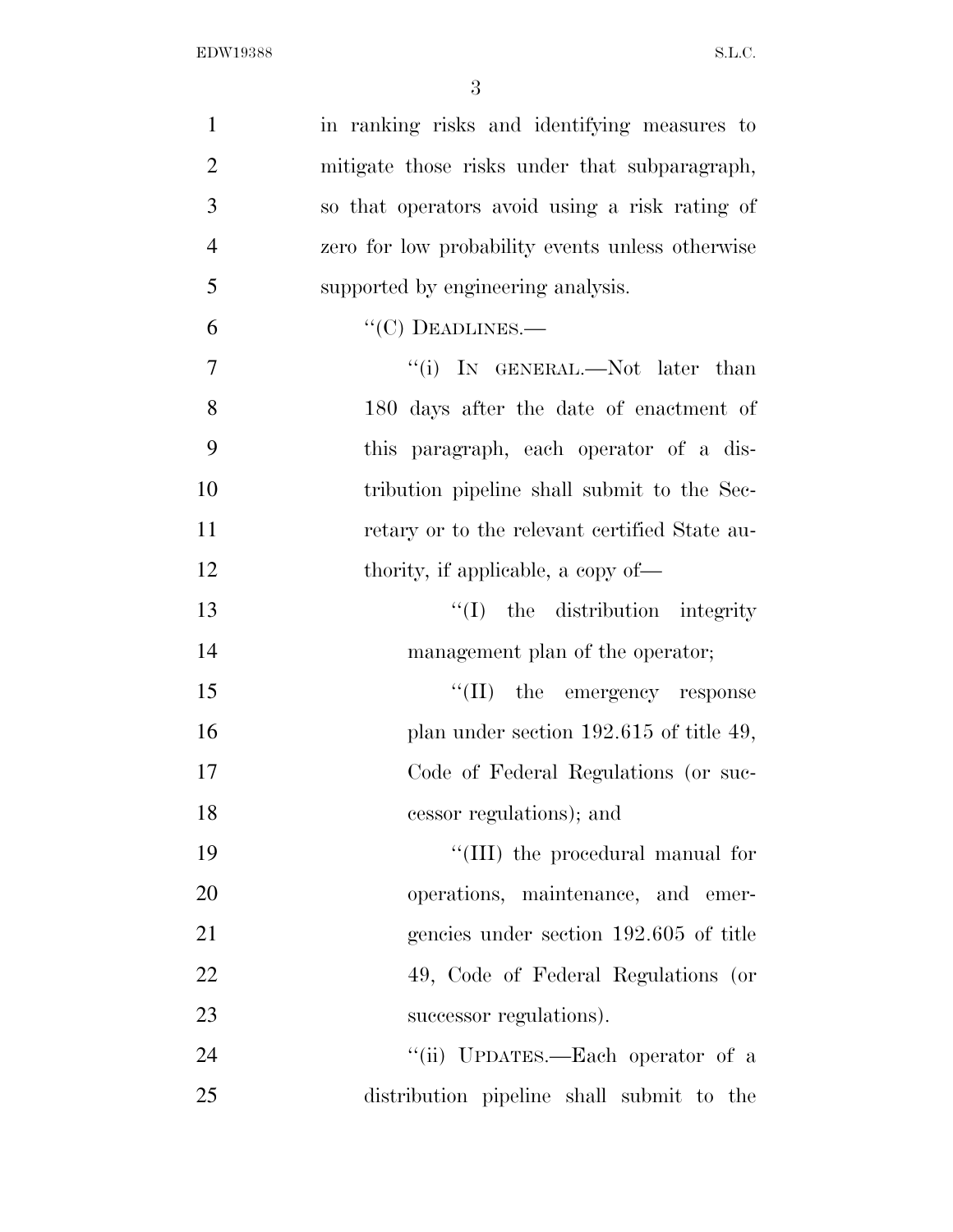in ranking risks and identifying measures to mitigate those risks under that subparagraph, so that operators avoid using a risk rating of zero for low probability events unless otherwise supported by engineering analysis.

"(C) DEADLINES.—

"(i) IN GENERAL.—Not later than 180 days after the date of enactment of this paragraph, each operator of a distribution pipeline shall submit to the Secretary or to the relevant certified State authority, if applicable, a copy of—

"(I) the distribution integrity management plan of the operator;

"(II) the emergency response plan under section 192.615 of title 49, Code of Federal Regulations (or successor regulations); and

"(III) the procedural manual for operations, maintenance, and emergencies under section 192.605 of title 49, Code of Federal Regulations (or successor regulations).

"(ii) UPDATES.—Each operator of a distribution pipeline shall submit to the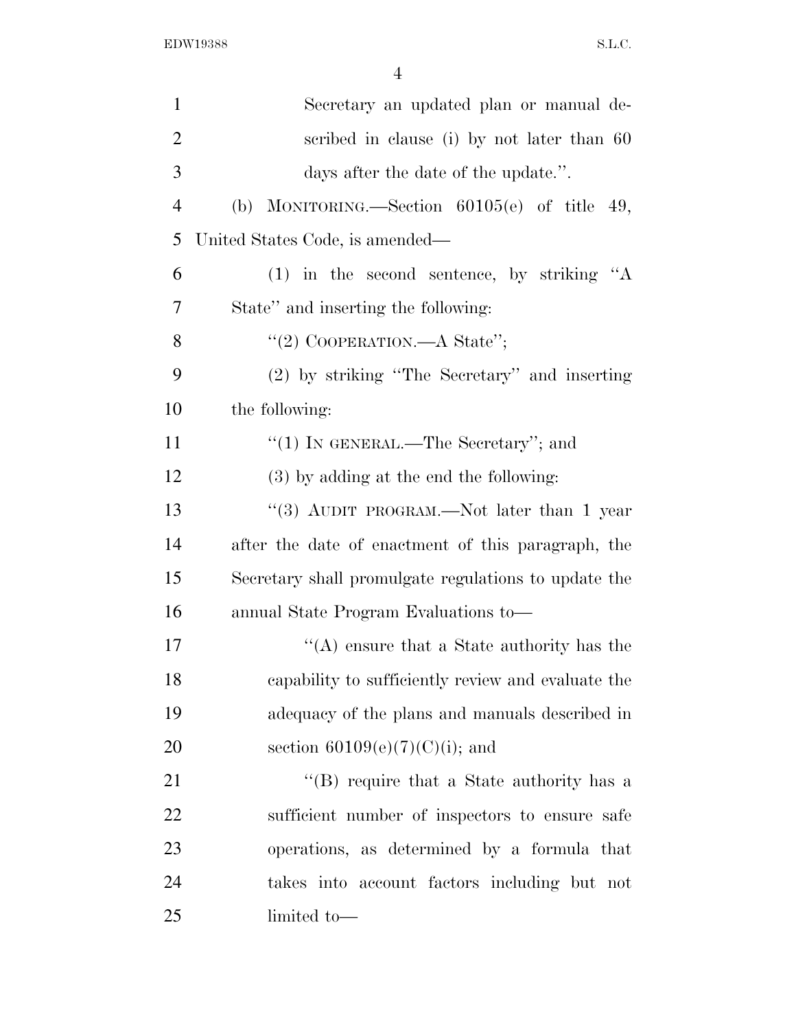Secretary an updated plan or manual described in clause (i) by not later than 60 days after the date of the update.''.

(b) MONITORING.—Section 60105(e) of title 49, United States Code, is amended—

(1) in the second sentence, by striking ''A State'' and inserting the following:

''(2) COOPERATION.—A State'';

(2) by striking ''The Secretary'' and inserting the following:

''(1) IN GENERAL.—The Secretary''; and

(3) by adding at the end the following:

''(3) AUDIT PROGRAM.—Not later than 1 year after the date of enactment of this paragraph, the Secretary shall promulgate regulations to update the annual State Program Evaluations to—

''(A) ensure that a State authority has the capability to sufficiently review and evaluate the adequacy of the plans and manuals described in section 60109(e)(7)(C)(i); and

''(B) require that a State authority has a sufficient number of inspectors to ensure safe operations, as determined by a formula that takes into account factors including but not limited to—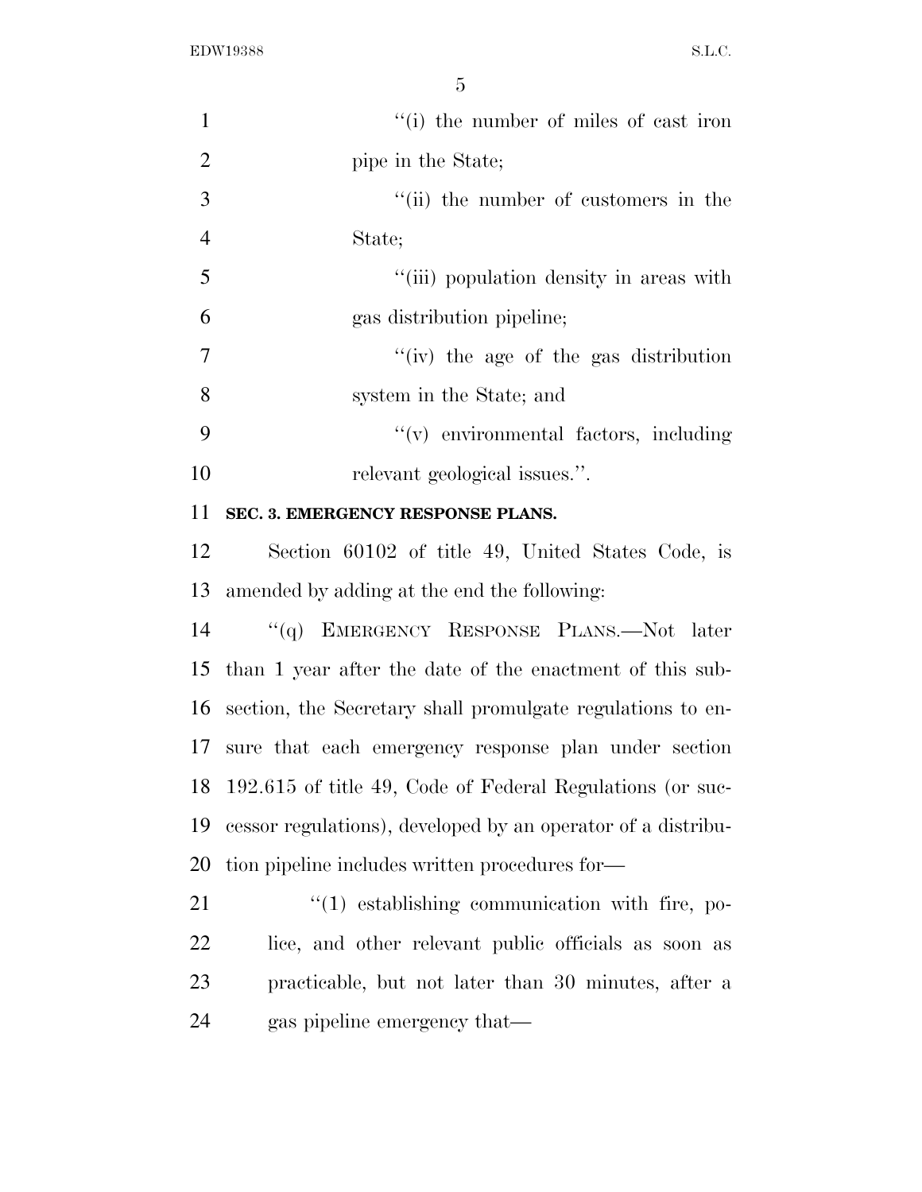"(i) the number of miles of cast iron pipe in the State;

"(ii) the number of customers in the State;

"(iii) population density in areas with gas distribution pipeline;

"(iv) the age of the gas distribution system in the State; and

"(v) environmental factors, including relevant geological issues.".

**SEC. 3. EMERGENCY RESPONSE PLANS.**

Section 60102 of title 49, United States Code, is amended by adding at the end the following:

"(q) EMERGENCY RESPONSE PLANS.—Not later than 1 year after the date of the enactment of this subsection, the Secretary shall promulgate regulations to ensure that each emergency response plan under section 192.615 of title 49, Code of Federal Regulations (or successor regulations), developed by an operator of a distribution pipeline includes written procedures for—

"(1) establishing communication with fire, police, and other relevant public officials as soon as practicable, but not later than 30 minutes, after a gas pipeline emergency that—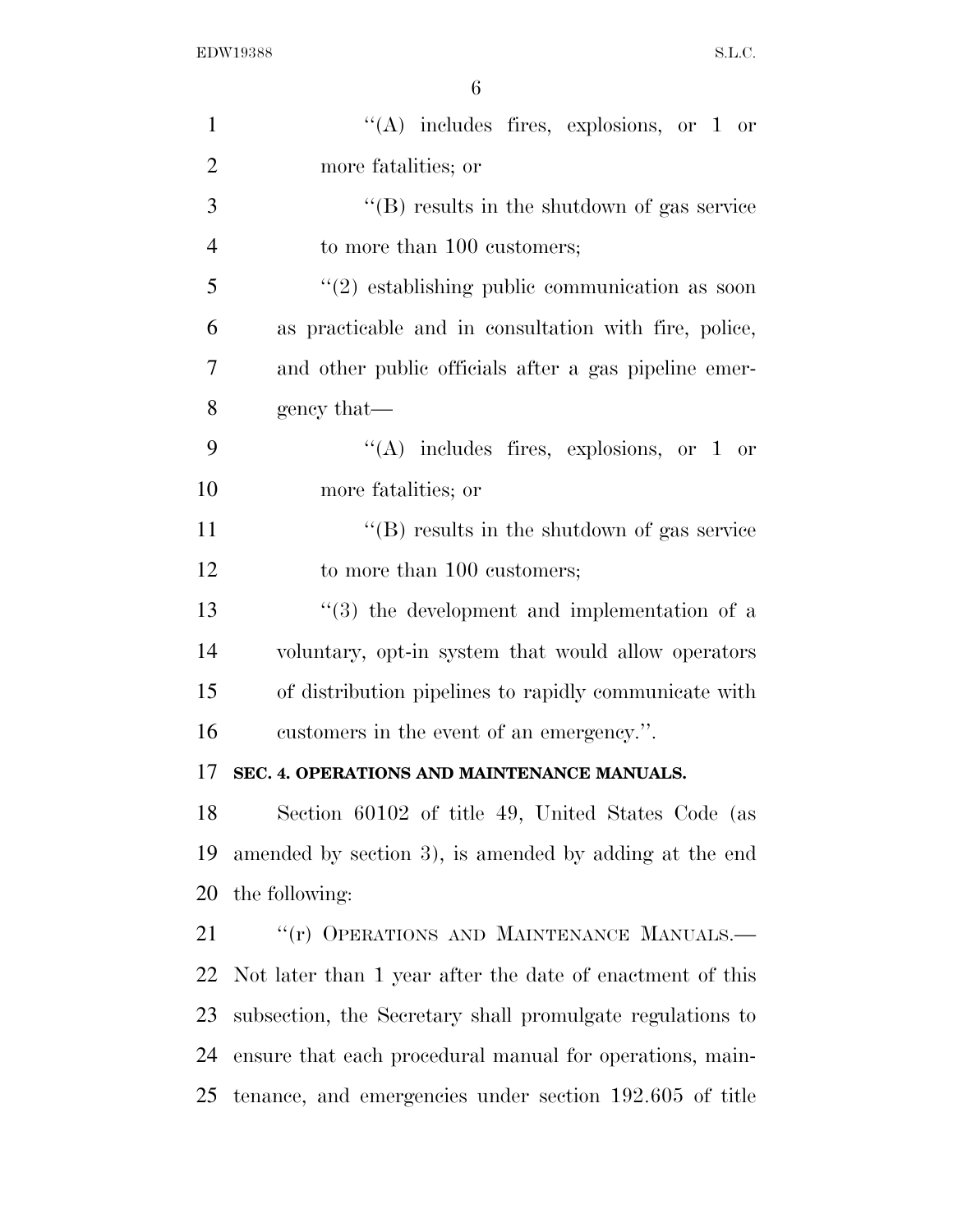"(A) includes fires, explosions, or 1 or more fatalities; or

"(B) results in the shutdown of gas service to more than 100 customers;

"(2) establishing public communication as soon as practicable and in consultation with fire, police, and other public officials after a gas pipeline emergency that—

"(A) includes fires, explosions, or 1 or more fatalities; or

"(B) results in the shutdown of gas service to more than 100 customers;

"(3) the development and implementation of a voluntary, opt-in system that would allow operators of distribution pipelines to rapidly communicate with customers in the event of an emergency.".

**SEC. 4. OPERATIONS AND MAINTENANCE MANUALS.**

Section 60102 of title 49, United States Code (as amended by section 3), is amended by adding at the end the following:

"(r) OPERATIONS AND MAINTENANCE MANUALS.—Not later than 1 year after the date of enactment of this subsection, the Secretary shall promulgate regulations to ensure that each procedural manual for operations, maintenance, and emergencies under section 192.605 of title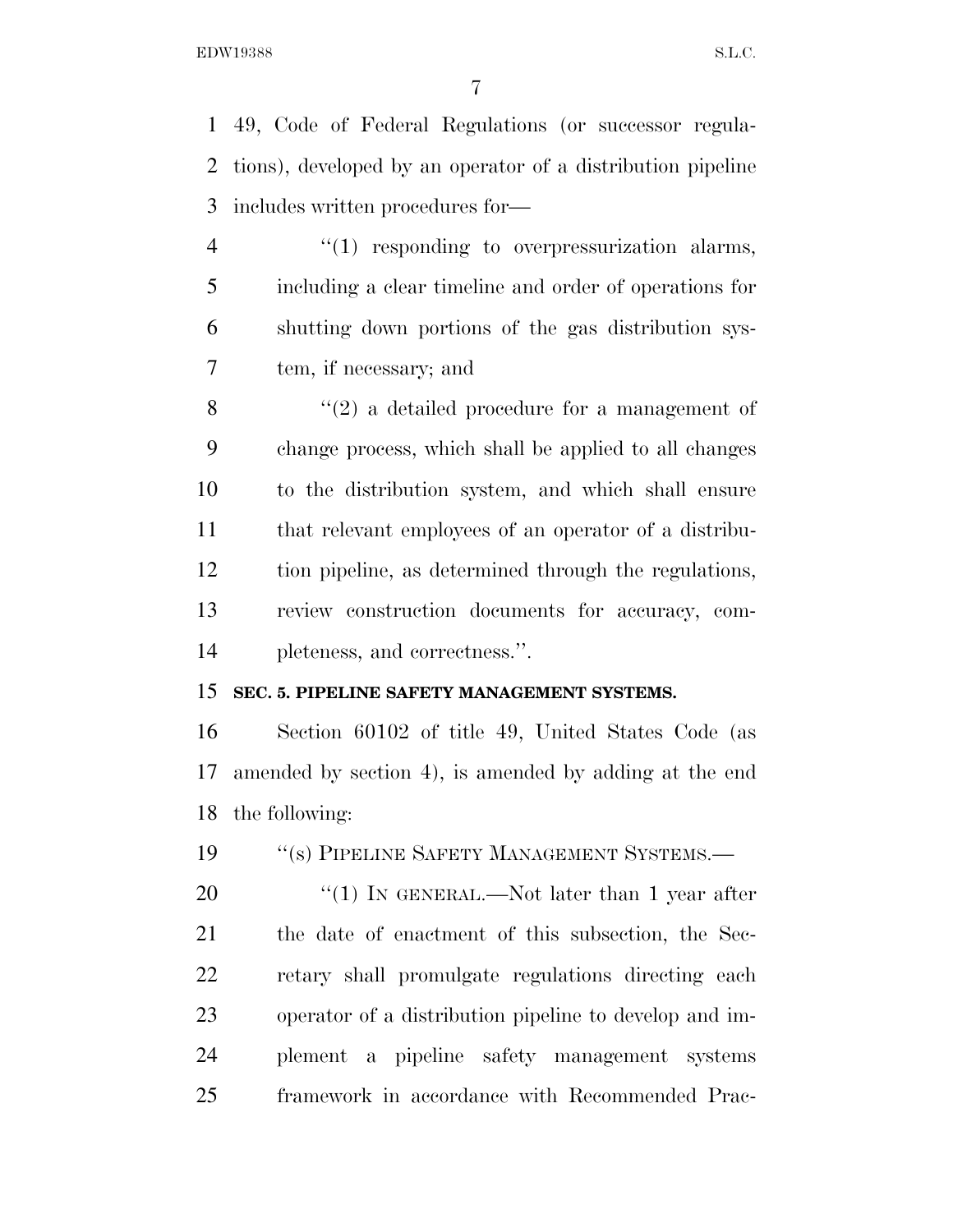49, Code of Federal Regulations (or successor regulations), developed by an operator of a distribution pipeline includes written procedures for—

"(1) responding to overpressurization alarms, including a clear timeline and order of operations for shutting down portions of the gas distribution system, if necessary; and

"(2) a detailed procedure for a management of change process, which shall be applied to all changes to the distribution system, and which shall ensure that relevant employees of an operator of a distribution pipeline, as determined through the regulations, review construction documents for accuracy, completeness, and correctness.".

**SEC. 5. PIPELINE SAFETY MANAGEMENT SYSTEMS.**

Section 60102 of title 49, United States Code (as amended by section 4), is amended by adding at the end the following:

"(s) PIPELINE SAFETY MANAGEMENT SYSTEMS.—

"(1) IN GENERAL.—Not later than 1 year after the date of enactment of this subsection, the Secretary shall promulgate regulations directing each operator of a distribution pipeline to develop and implement a pipeline safety management systems framework in accordance with Recommended Prac-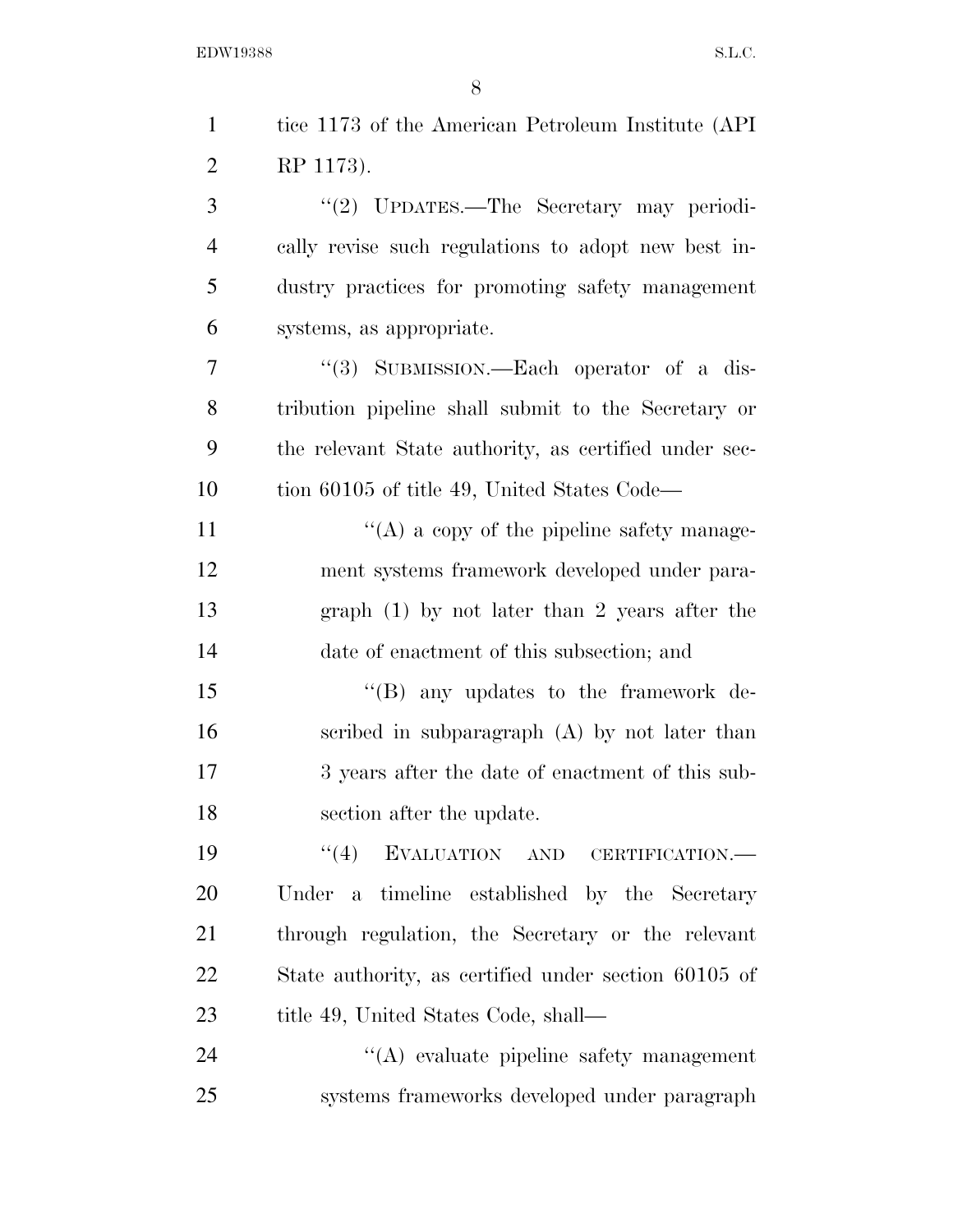tice 1173 of the American Petroleum Institute (API RP 1173).

"(2) UPDATES.—The Secretary may periodically revise such regulations to adopt new best industry practices for promoting safety management systems, as appropriate.

"(3) SUBMISSION.—Each operator of a distribution pipeline shall submit to the Secretary or the relevant State authority, as certified under section 60105 of title 49, United States Code—

"(A) a copy of the pipeline safety management systems framework developed under paragraph (1) by not later than 2 years after the date of enactment of this subsection; and

"(B) any updates to the framework described in subparagraph (A) by not later than 3 years after the date of enactment of this subsection after the update.

"(4) EVALUATION AND CERTIFICATION.—Under a timeline established by the Secretary through regulation, the Secretary or the relevant State authority, as certified under section 60105 of title 49, United States Code, shall—

"(A) evaluate pipeline safety management systems frameworks developed under paragraph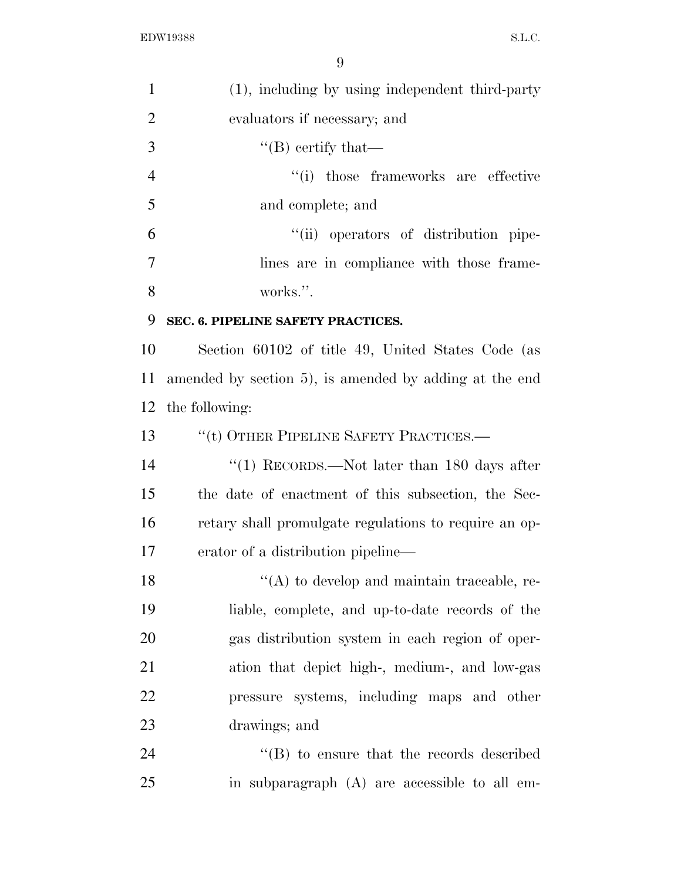(1), including by using independent third-party evaluators if necessary; and

''(B) certify that—

''(i) those frameworks are effective and complete; and

''(ii) operators of distribution pipelines are in compliance with those frameworks.''.

**SEC. 6. PIPELINE SAFETY PRACTICES.**

Section 60102 of title 49, United States Code (as amended by section 5), is amended by adding at the end the following:

''(t) OTHER PIPELINE SAFETY PRACTICES.—

''(1) RECORDS.—Not later than 180 days after the date of enactment of this subsection, the Secretary shall promulgate regulations to require an operator of a distribution pipeline—

''(A) to develop and maintain traceable, reliable, complete, and up-to-date records of the gas distribution system in each region of operation that depict high-, medium-, and low-gas pressure systems, including maps and other drawings; and

''(B) to ensure that the records described in subparagraph (A) are accessible to all em-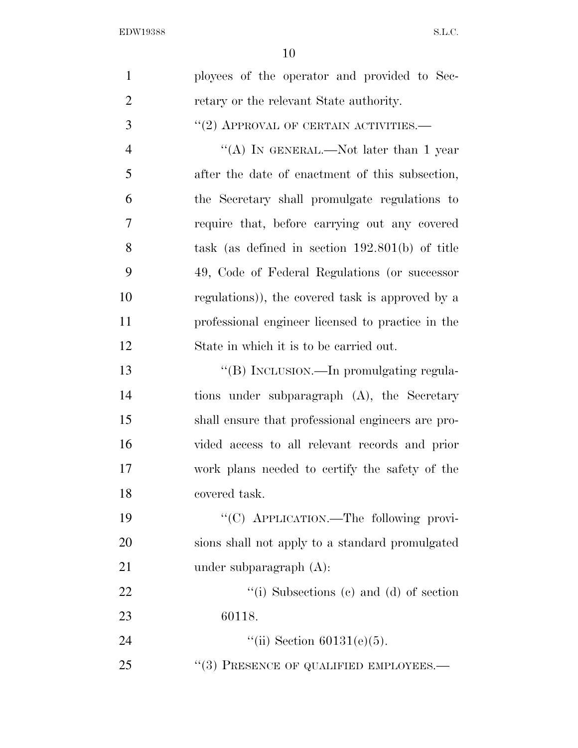ployees of the operator and provided to Secretary or the relevant State authority.

"(2) APPROVAL OF CERTAIN ACTIVITIES.—

"(A) IN GENERAL.—Not later than 1 year after the date of enactment of this subsection, the Secretary shall promulgate regulations to require that, before carrying out any covered task (as defined in section 192.801(b) of title 49, Code of Federal Regulations (or successor regulations)), the covered task is approved by a professional engineer licensed to practice in the State in which it is to be carried out.

"(B) INCLUSION.—In promulgating regulations under subparagraph (A), the Secretary shall ensure that professional engineers are provided access to all relevant records and prior work plans needed to certify the safety of the covered task.

"(C) APPLICATION.—The following provisions shall not apply to a standard promulgated under subparagraph (A):

"(i) Subsections (c) and (d) of section 60118.

"(ii) Section 60131(e)(5).

"(3) PRESENCE OF QUALIFIED EMPLOYEES.—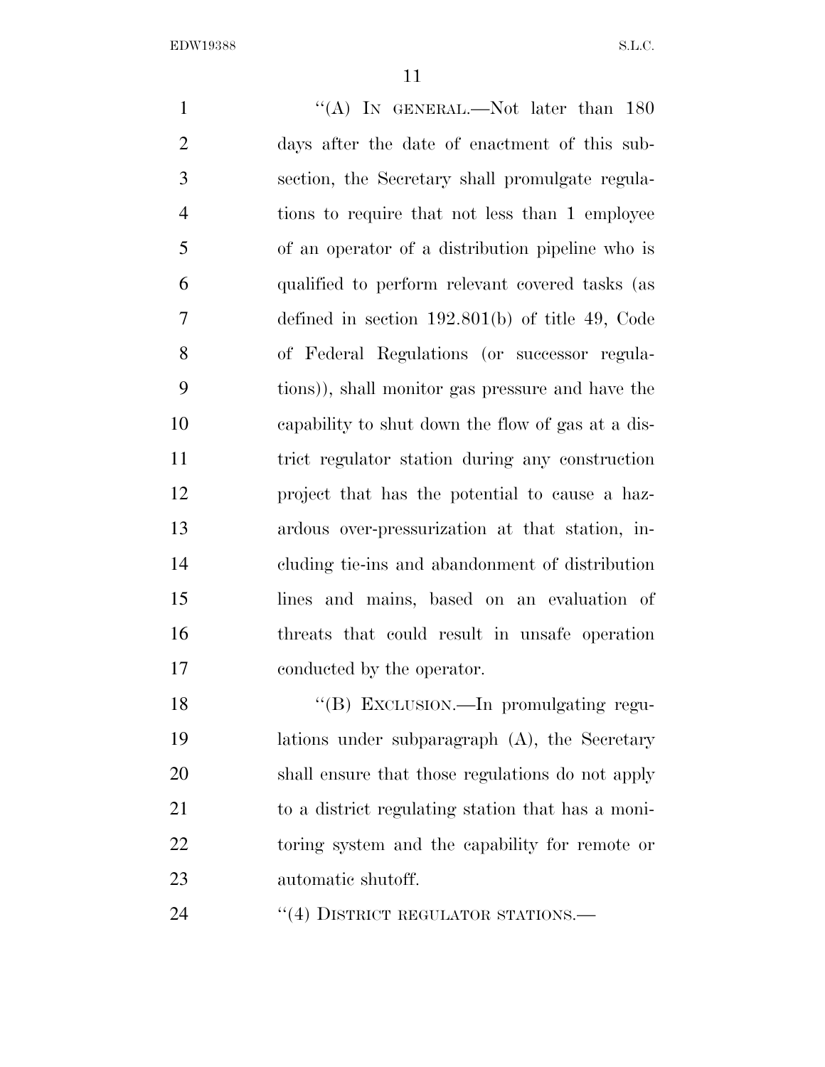"(A) IN GENERAL.—Not later than 180 days after the date of enactment of this subsection, the Secretary shall promulgate regulations to require that not less than 1 employee of an operator of a distribution pipeline who is qualified to perform relevant covered tasks (as defined in section 192.801(b) of title 49, Code of Federal Regulations (or successor regulations)), shall monitor gas pressure and have the capability to shut down the flow of gas at a district regulator station during any construction project that has the potential to cause a hazardous over-pressurization at that station, including tie-ins and abandonment of distribution lines and mains, based on an evaluation of threats that could result in unsafe operation conducted by the operator.

"(B) EXCLUSION.—In promulgating regulations under subparagraph (A), the Secretary shall ensure that those regulations do not apply to a district regulating station that has a monitoring system and the capability for remote or automatic shutoff.

"(4) DISTRICT REGULATOR STATIONS.—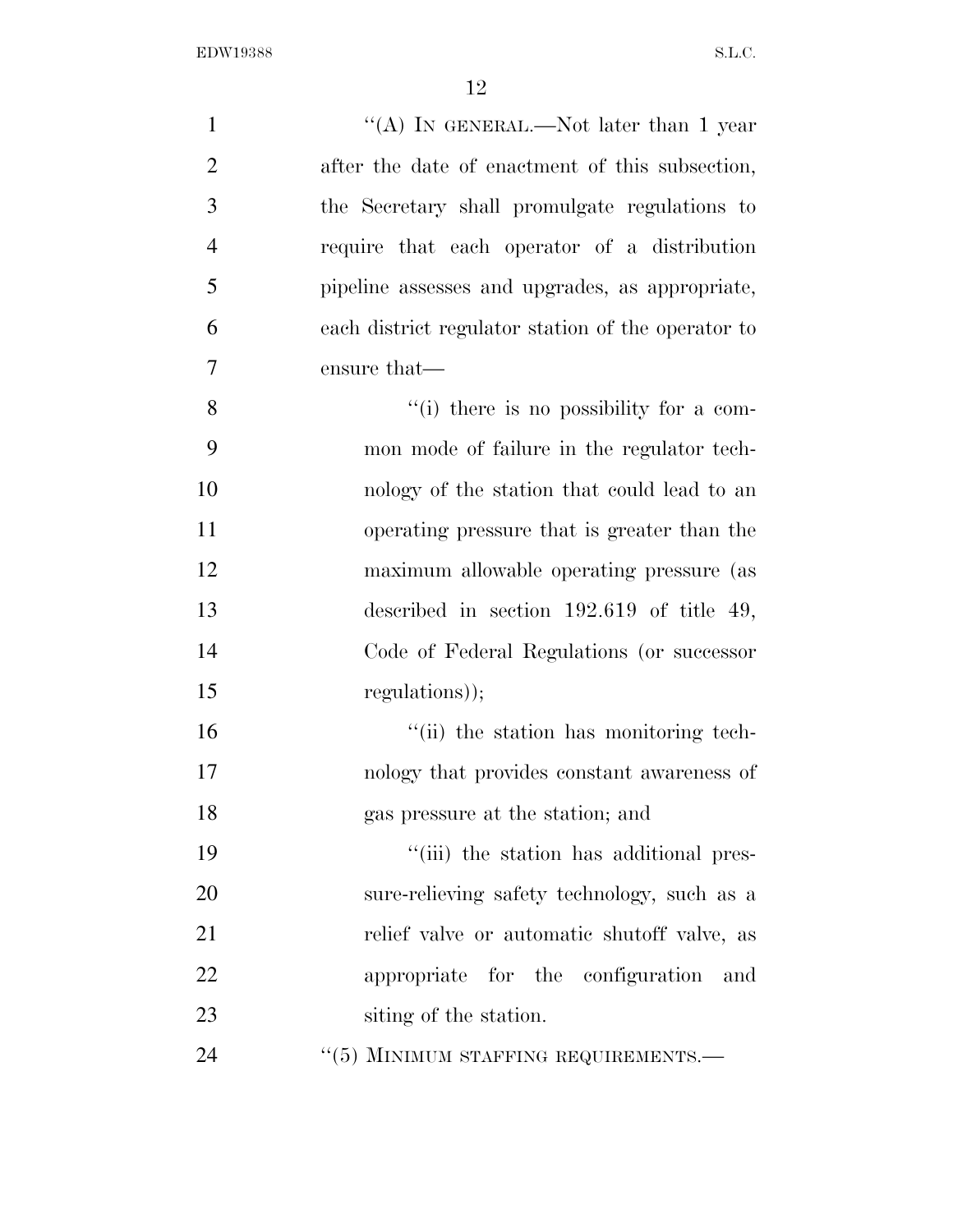"(A) IN GENERAL.—Not later than 1 year after the date of enactment of this subsection, the Secretary shall promulgate regulations to require that each operator of a distribution pipeline assesses and upgrades, as appropriate, each district regulator station of the operator to ensure that—

"(i) there is no possibility for a common mode of failure in the regulator technology of the station that could lead to an operating pressure that is greater than the maximum allowable operating pressure (as described in section 192.619 of title 49, Code of Federal Regulations (or successor regulations));

"(ii) the station has monitoring technology that provides constant awareness of gas pressure at the station; and

"(iii) the station has additional pressure-relieving safety technology, such as a relief valve or automatic shutoff valve, as appropriate for the configuration and siting of the station.

"(5) MINIMUM STAFFING REQUIREMENTS.—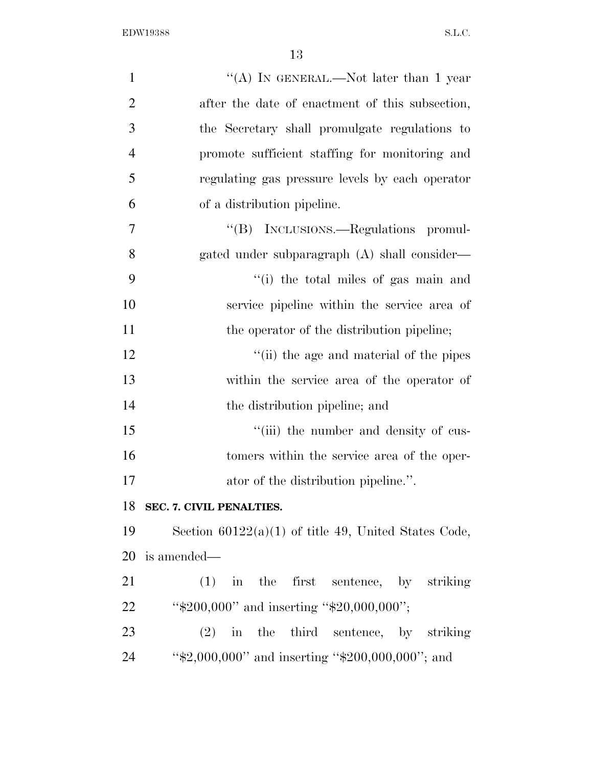"(A) IN GENERAL.—Not later than 1 year after the date of enactment of this subsection, the Secretary shall promulgate regulations to promote sufficient staffing for monitoring and regulating gas pressure levels by each operator of a distribution pipeline.

"(B) INCLUSIONS.—Regulations promulgated under subparagraph (A) shall consider—

"(i) the total miles of gas main and service pipeline within the service area of the operator of the distribution pipeline;

"(ii) the age and material of the pipes within the service area of the operator of the distribution pipeline; and

"(iii) the number and density of customers within the service area of the operator of the distribution pipeline.".

**SEC. 7. CIVIL PENALTIES.**

Section 60122(a)(1) of title 49, United States Code, is amended—

(1) in the first sentence, by striking "$200,000" and inserting "$20,000,000";

(2) in the third sentence, by striking "$2,000,000" and inserting "$200,000,000"; and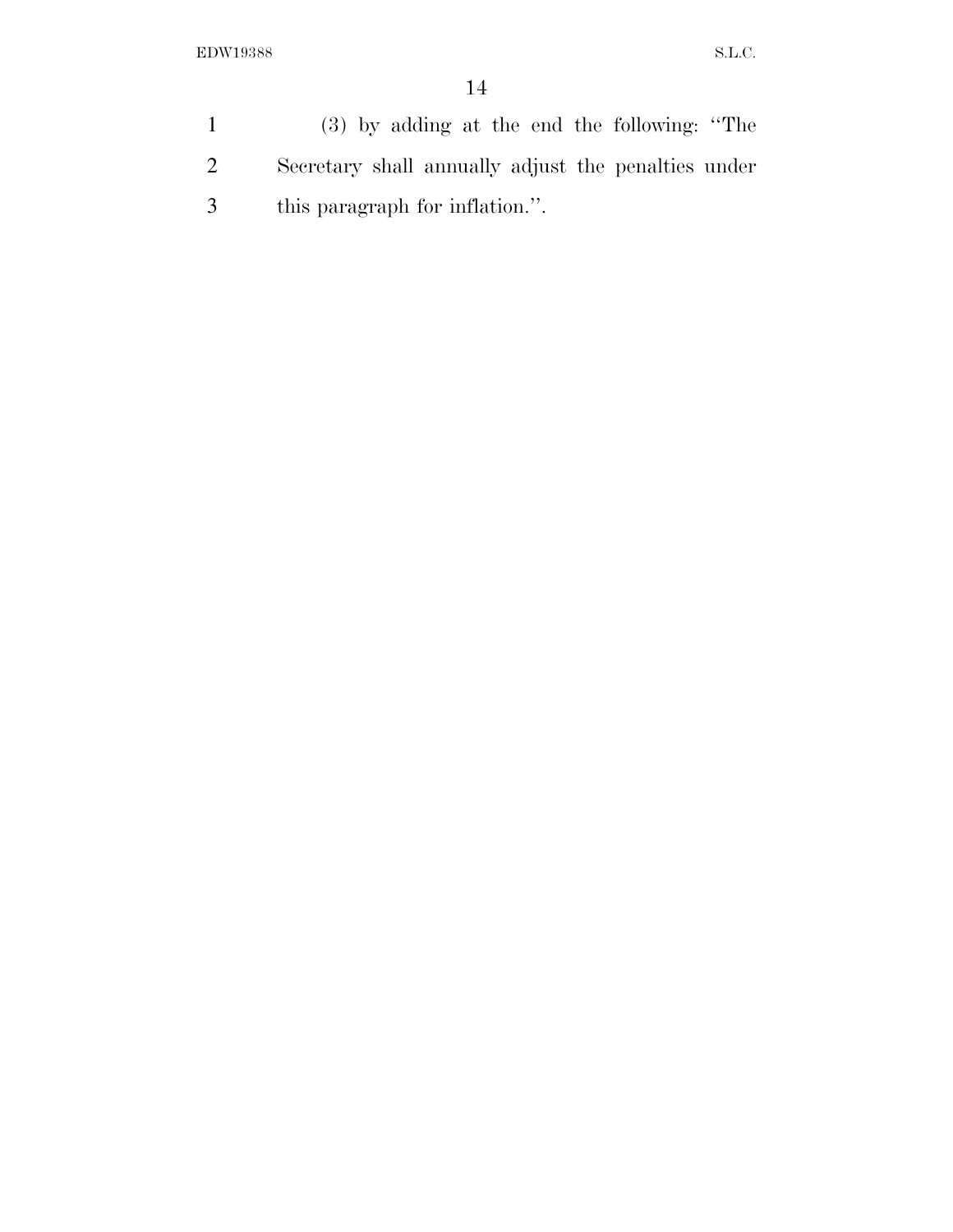(3) by adding at the end the following: "The Secretary shall annually adjust the penalties under this paragraph for inflation.".